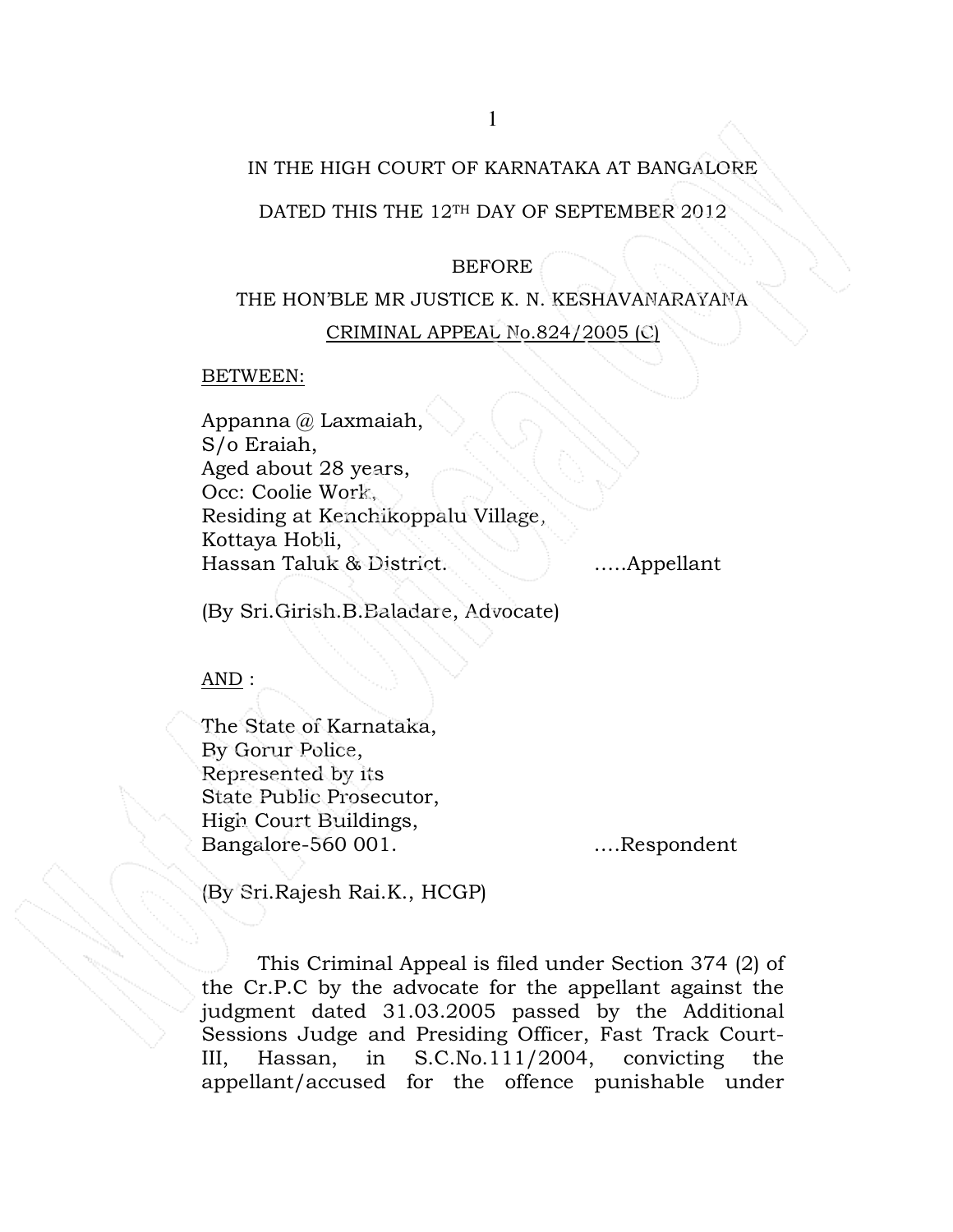IN THE HIGH COURT OF KARNATAKA AT BANGALORE

DATED THIS THE 12TH DAY OF SEPTEMBER 2012

BEFORE

THE HON'BLE MR JUSTICE K. N. KESHAVANARAYANA

CRIMINAL APPEAL No.824/2005 (C)

BETWEEN:

Appanna @ Laxmaiah,
S/o Eraiah,
Aged about 28 years,
Occ: Coolie Work,
Residing at Kenchikoppalu Village,
Kottaya Hobli,
Hassan Taluk & District. .....Appellant

(By Sri.Girish.B.Baladare, Advocate)

AND :

The State of Karnataka,
By Gorur Police,
Represented by its
State Public Prosecutor,
High Court Buildings,
Bangalore-560 001. ....Respondent

(By Sri.Rajesh Rai.K., HCGP)

This Criminal Appeal is filed under Section 374 (2) of the Cr.P.C by the advocate for the appellant against the judgment dated 31.03.2005 passed by the Additional Sessions Judge and Presiding Officer, Fast Track Court-III, Hassan, in S.C.No.111/2004, convicting the appellant/accused for the offence punishable under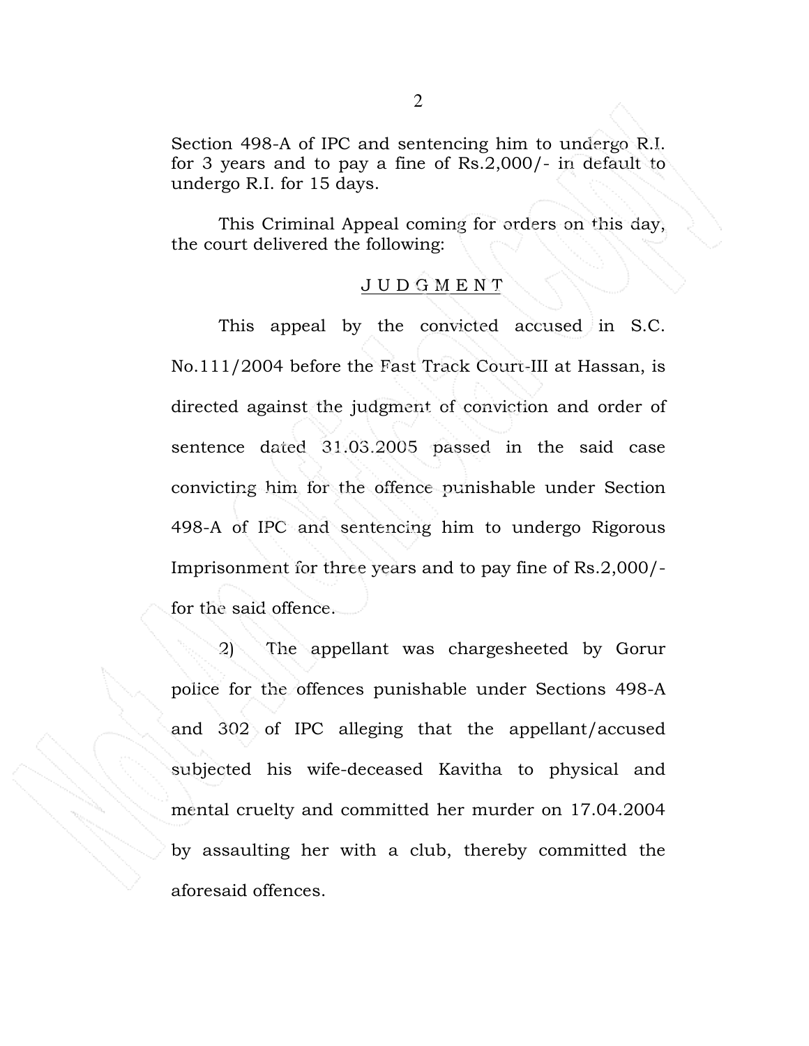Section 498-A of IPC and sentencing him to undergo R.I. for 3 years and to pay a fine of Rs.2,000/- in default to undergo R.I. for 15 days.

This Criminal Appeal coming for orders on this day, the court delivered the following:

## J U D G M E N T

This appeal by the convicted accused in S.C. No.111/2004 before the Fast Track Court-III at Hassan, is directed against the judgment of conviction and order of sentence dated 31.03.2005 passed in the said case convicting him for the offence punishable under Section 498-A of IPC and sentencing him to undergo Rigorous Imprisonment for three years and to pay fine of Rs.2,000/- for the said offence.

2) The appellant was chargesheeted by Gorur police for the offences punishable under Sections 498-A and 302 of IPC alleging that the appellant/accused subjected his wife-deceased Kavitha to physical and mental cruelty and committed her murder on 17.04.2004 by assaulting her with a club, thereby committed the aforesaid offences.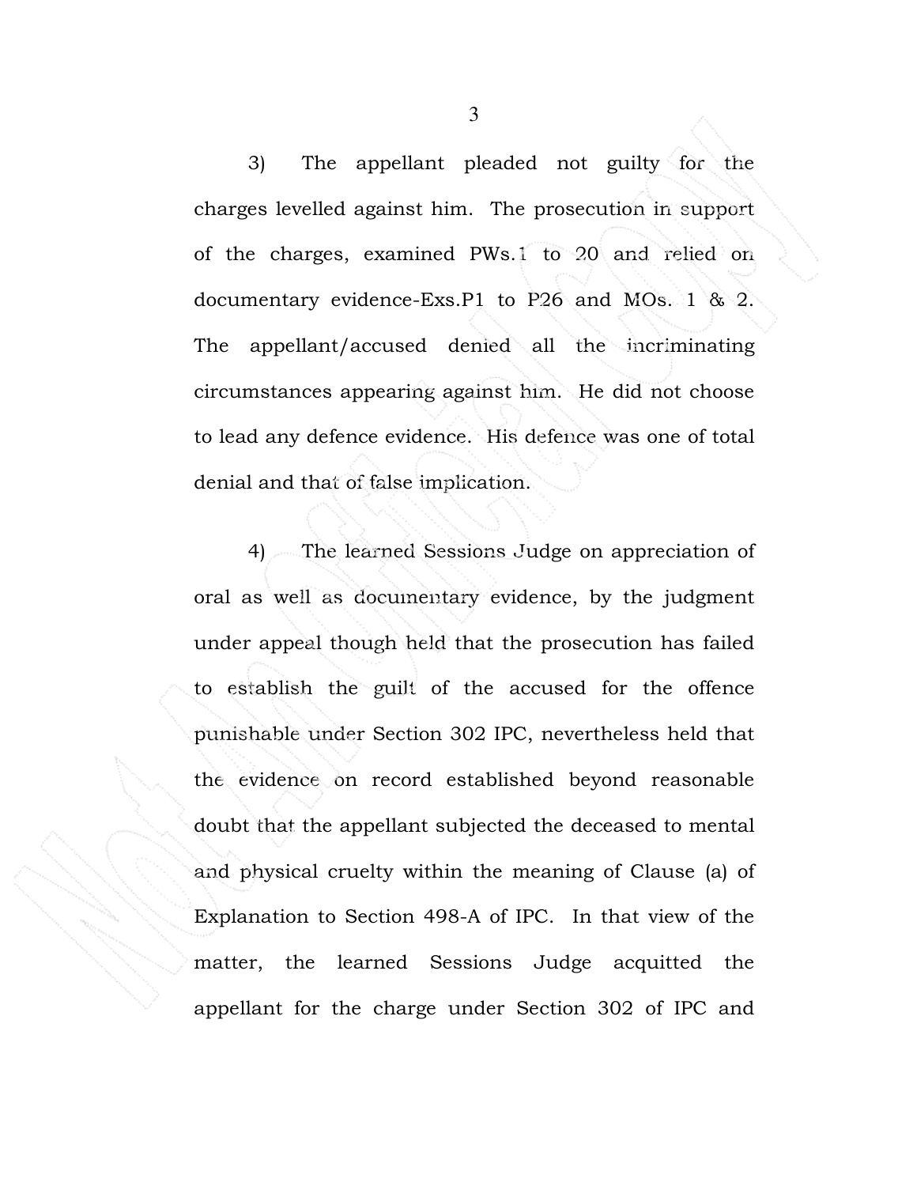3) The appellant pleaded not guilty for the charges levelled against him. The prosecution in support of the charges, examined PWs.1 to 20 and relied on documentary evidence-Exs.P1 to P26 and MOs. 1 & 2. The appellant/accused denied all the incriminating circumstances appearing against him. He did not choose to lead any defence evidence. His defence was one of total denial and that of false implication.

4) The learned Sessions Judge on appreciation of oral as well as documentary evidence, by the judgment under appeal though held that the prosecution has failed to establish the guilt of the accused for the offence punishable under Section 302 IPC, nevertheless held that the evidence on record established beyond reasonable doubt that the appellant subjected the deceased to mental and physical cruelty within the meaning of Clause (a) of Explanation to Section 498-A of IPC. In that view of the matter, the learned Sessions Judge acquitted the appellant for the charge under Section 302 of IPC and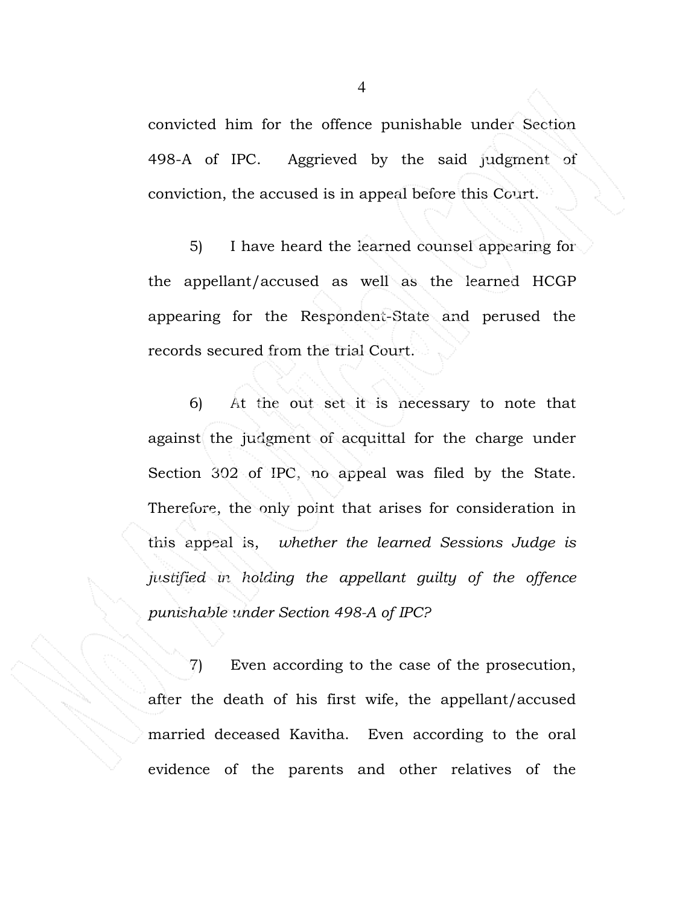convicted him for the offence punishable under Section 498-A of IPC. Aggrieved by the said judgment of conviction, the accused is in appeal before this Court.

5) I have heard the learned counsel appearing for the appellant/accused as well as the learned HCGP appearing for the Respondent-State and perused the records secured from the trial Court.

6) At the out set it is necessary to note that against the judgment of acquittal for the charge under Section 302 of IPC, no appeal was filed by the State. Therefore, the only point that arises for consideration in this appeal is, *whether the learned Sessions Judge is justified in holding the appellant guilty of the offence punishable under Section 498-A of IPC?*

7) Even according to the case of the prosecution, after the death of his first wife, the appellant/accused married deceased Kavitha. Even according to the oral evidence of the parents and other relatives of the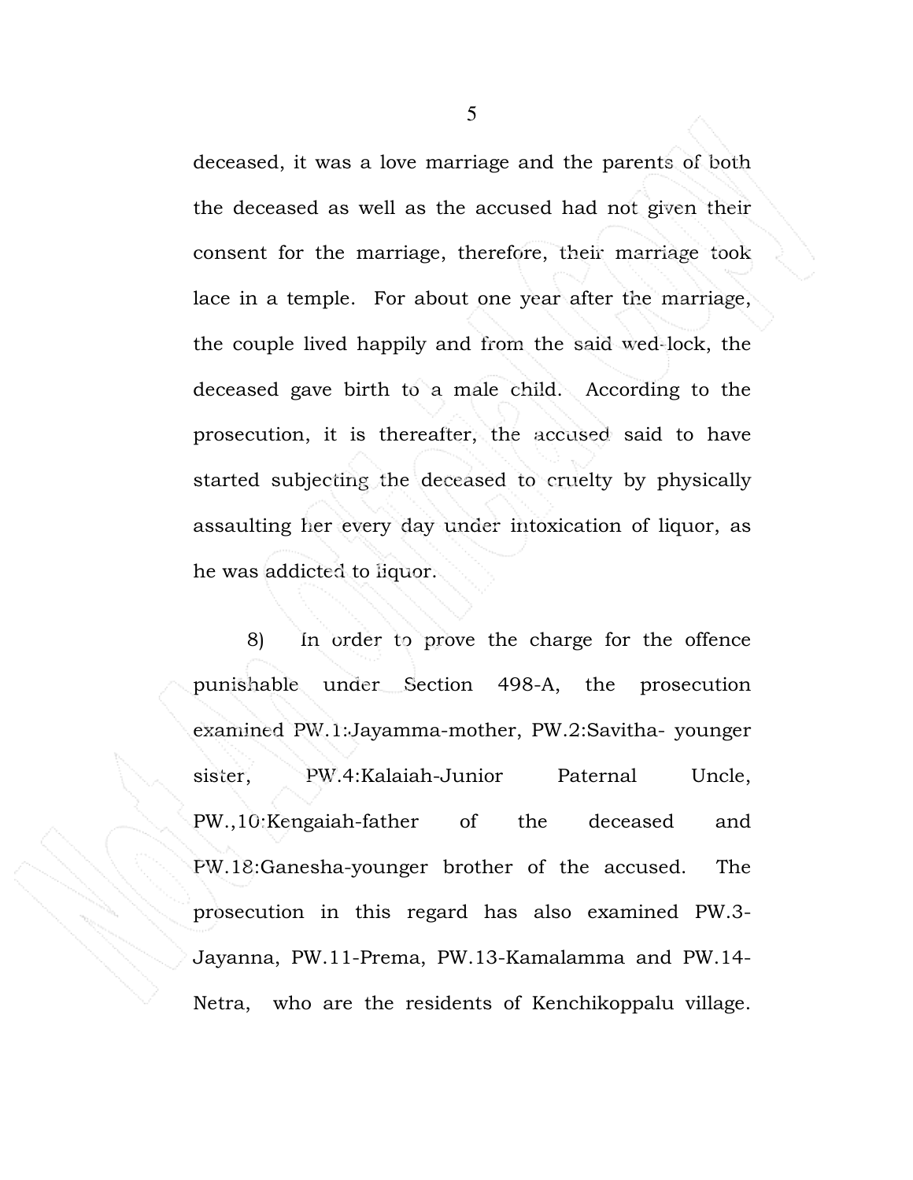deceased, it was a love marriage and the parents of both the deceased as well as the accused had not given their consent for the marriage, therefore, their marriage took lace in a temple. For about one year after the marriage, the couple lived happily and from the said wed-lock, the deceased gave birth to a male child. According to the prosecution, it is thereafter, the accused said to have started subjecting the deceased to cruelty by physically assaulting her every day under intoxication of liquor, as he was addicted to liquor.

8) In order to prove the charge for the offence punishable under Section 498-A, the prosecution examined PW.1:Jayamma-mother, PW.2:Savitha- younger sister, PW.4:Kalaiah-Junior Paternal Uncle, PW.,10:Kengaiah-father of the deceased and PW.18:Ganesha-younger brother of the accused. The prosecution in this regard has also examined PW.3-Jayanna, PW.11-Prema, PW.13-Kamalamma and PW.14-Netra, who are the residents of Kenchikoppalu village.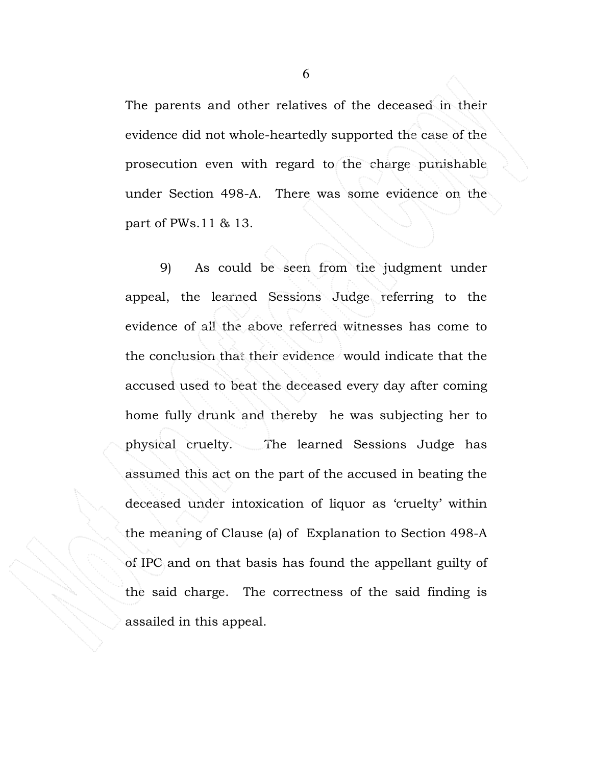The parents and other relatives of the deceased in their evidence did not whole-heartedly supported the case of the prosecution even with regard to the charge punishable under Section 498-A. There was some evidence on the part of PWs.11 & 13.

9) As could be seen from the judgment under appeal, the learned Sessions Judge referring to the evidence of all the above referred witnesses has come to the conclusion that their evidence would indicate that the accused used to beat the deceased every day after coming home fully drunk and thereby he was subjecting her to physical cruelty. The learned Sessions Judge has assumed this act on the part of the accused in beating the deceased under intoxication of liquor as 'cruelty' within the meaning of Clause (a) of Explanation to Section 498-A of IPC and on that basis has found the appellant guilty of the said charge. The correctness of the said finding is assailed in this appeal.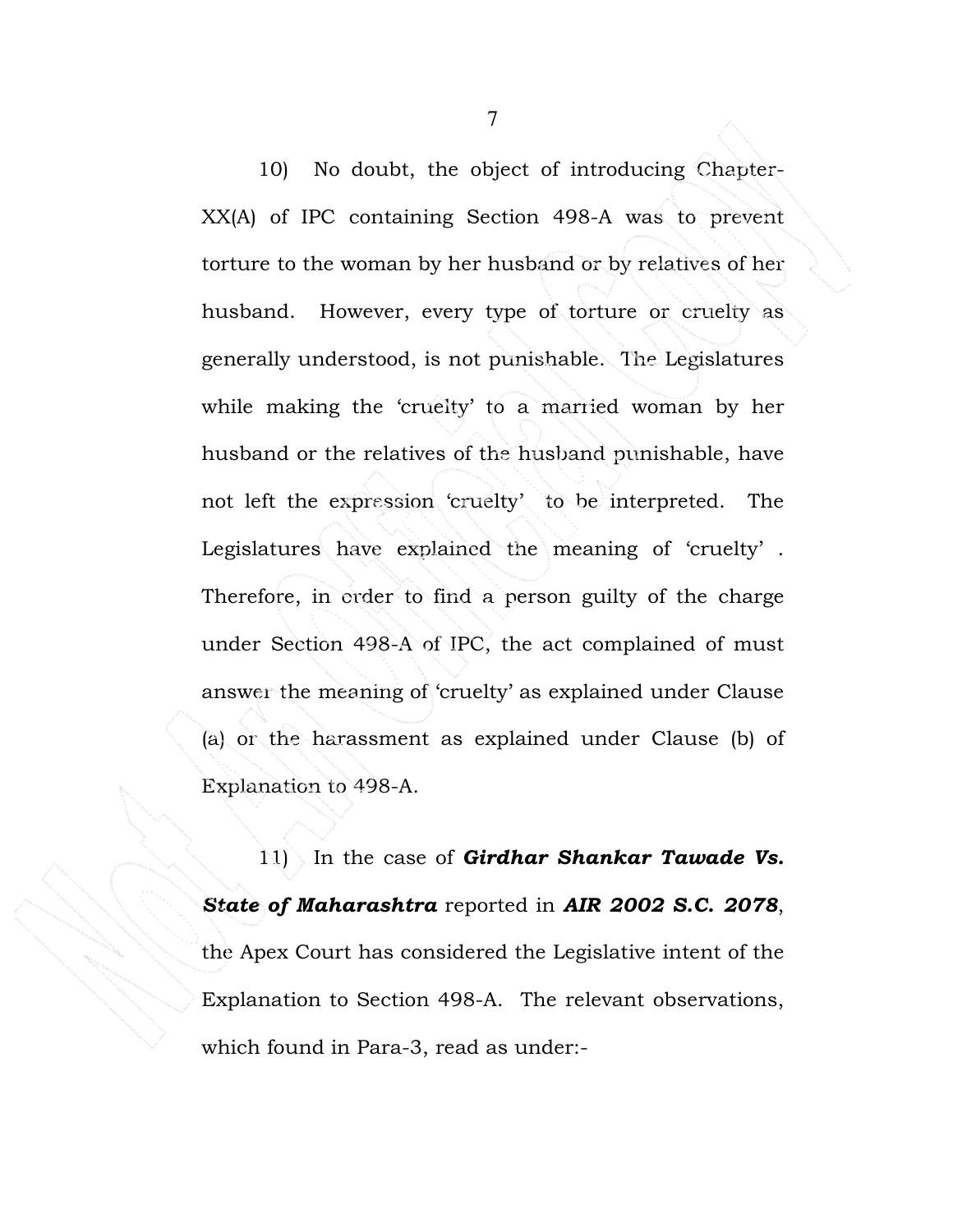10) No doubt, the object of introducing Chapter-XX(A) of IPC containing Section 498-A was to prevent torture to the woman by her husband or by relatives of her husband. However, every type of torture or cruelty as generally understood, is not punishable. The Legislatures while making the 'cruelty' to a married woman by her husband or the relatives of the husband punishable, have not left the expression 'cruelty' to be interpreted. The Legislatures have explained the meaning of 'cruelty' . Therefore, in order to find a person guilty of the charge under Section 498-A of IPC, the act complained of must answer the meaning of 'cruelty' as explained under Clause (a) or the harassment as explained under Clause (b) of Explanation to 498-A.

11) In the case of ***Girdhar Shankar Tawade Vs. State of Maharashtra*** reported in ***AIR 2002 S.C. 2078***, the Apex Court has considered the Legislative intent of the Explanation to Section 498-A. The relevant observations, which found in Para-3, read as under:-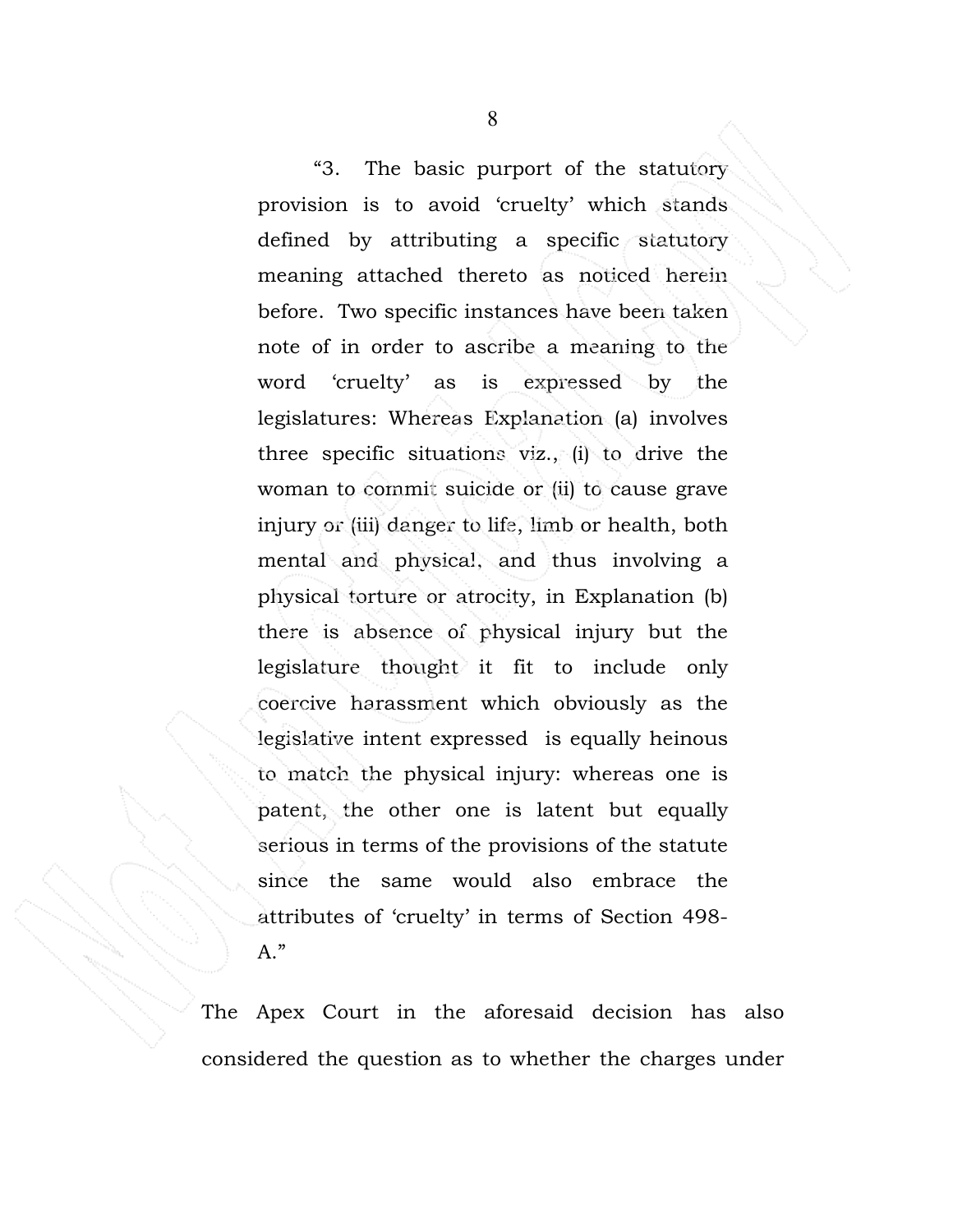"3. The basic purport of the statutory provision is to avoid 'cruelty' which stands defined by attributing a specific statutory meaning attached thereto as noticed herein before. Two specific instances have been taken note of in order to ascribe a meaning to the word 'cruelty' as is expressed by the legislatures: Whereas Explanation (a) involves three specific situations viz., (i) to drive the woman to commit suicide or (ii) to cause grave injury or (iii) danger to life, limb or health, both mental and physical, and thus involving a physical torture or atrocity, in Explanation (b) there is absence of physical injury but the legislature thought it fit to include only coercive harassment which obviously as the legislative intent expressed is equally heinous to match the physical injury: whereas one is patent, the other one is latent but equally serious in terms of the provisions of the statute since the same would also embrace the attributes of 'cruelty' in terms of Section 498-A."

The Apex Court in the aforesaid decision has also considered the question as to whether the charges under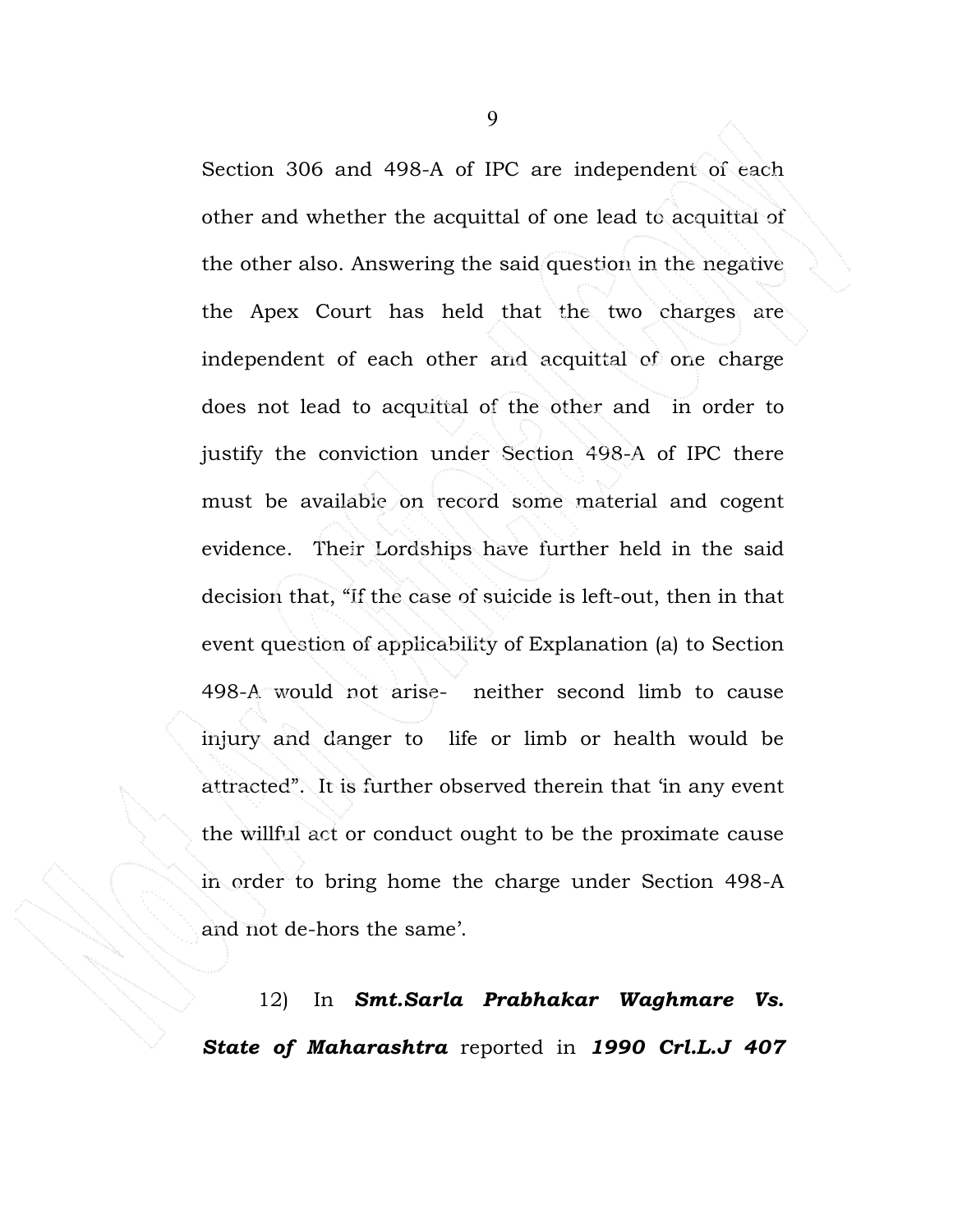Section 306 and 498-A of IPC are independent of each other and whether the acquittal of one lead to acquittal of the other also. Answering the said question in the negative the Apex Court has held that the two charges are independent of each other and acquittal of one charge does not lead to acquittal of the other and in order to justify the conviction under Section 498-A of IPC there must be available on record some material and cogent evidence. Their Lordships have further held in the said decision that, "If the case of suicide is left-out, then in that event question of applicability of Explanation (a) to Section 498-A would not arise- neither second limb to cause injury and danger to life or limb or health would be attracted". It is further observed therein that 'in any event the willful act or conduct ought to be the proximate cause in order to bring home the charge under Section 498-A and not de-hors the same'.

12) In ***Smt.Sarla Prabhakar Waghmare Vs. State of Maharashtra*** reported in ***1990 Crl.L.J 407***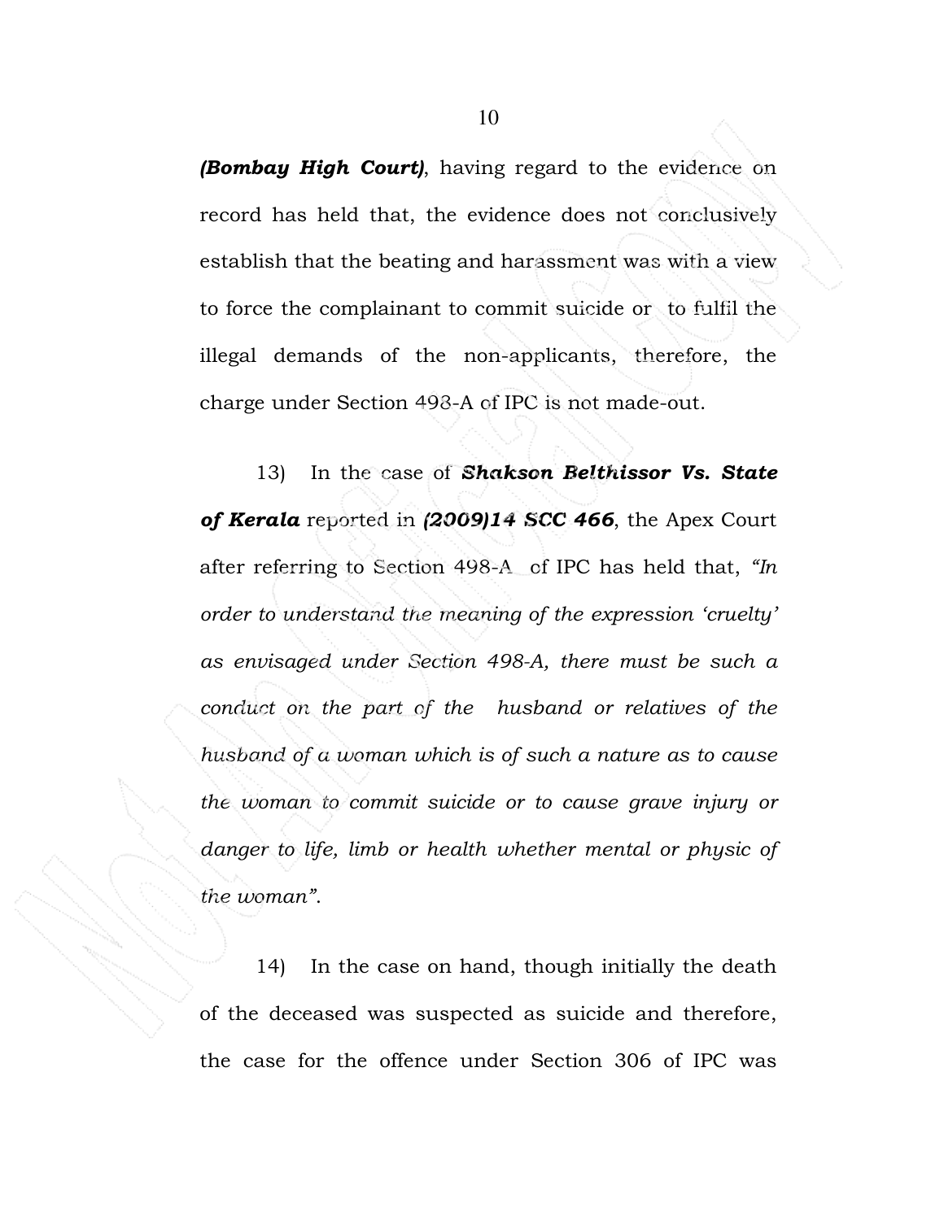***(Bombay High Court)***, having regard to the evidence on record has held that, the evidence does not conclusively establish that the beating and harassment was with a view to force the complainant to commit suicide or to fulfil the illegal demands of the non-applicants, therefore, the charge under Section 498-A of IPC is not made-out.

13) In the case of ***Shakson Belthissor Vs. State of Kerala*** reported in ***(2009)14 SCC 466***, the Apex Court after referring to Section 498-A of IPC has held that, *"In order to understand the meaning of the expression 'cruelty' as envisaged under Section 498-A, there must be such a conduct on the part of the husband or relatives of the husband of a woman which is of such a nature as to cause the woman to commit suicide or to cause grave injury or danger to life, limb or health whether mental or physic of the woman"*.

14) In the case on hand, though initially the death of the deceased was suspected as suicide and therefore, the case for the offence under Section 306 of IPC was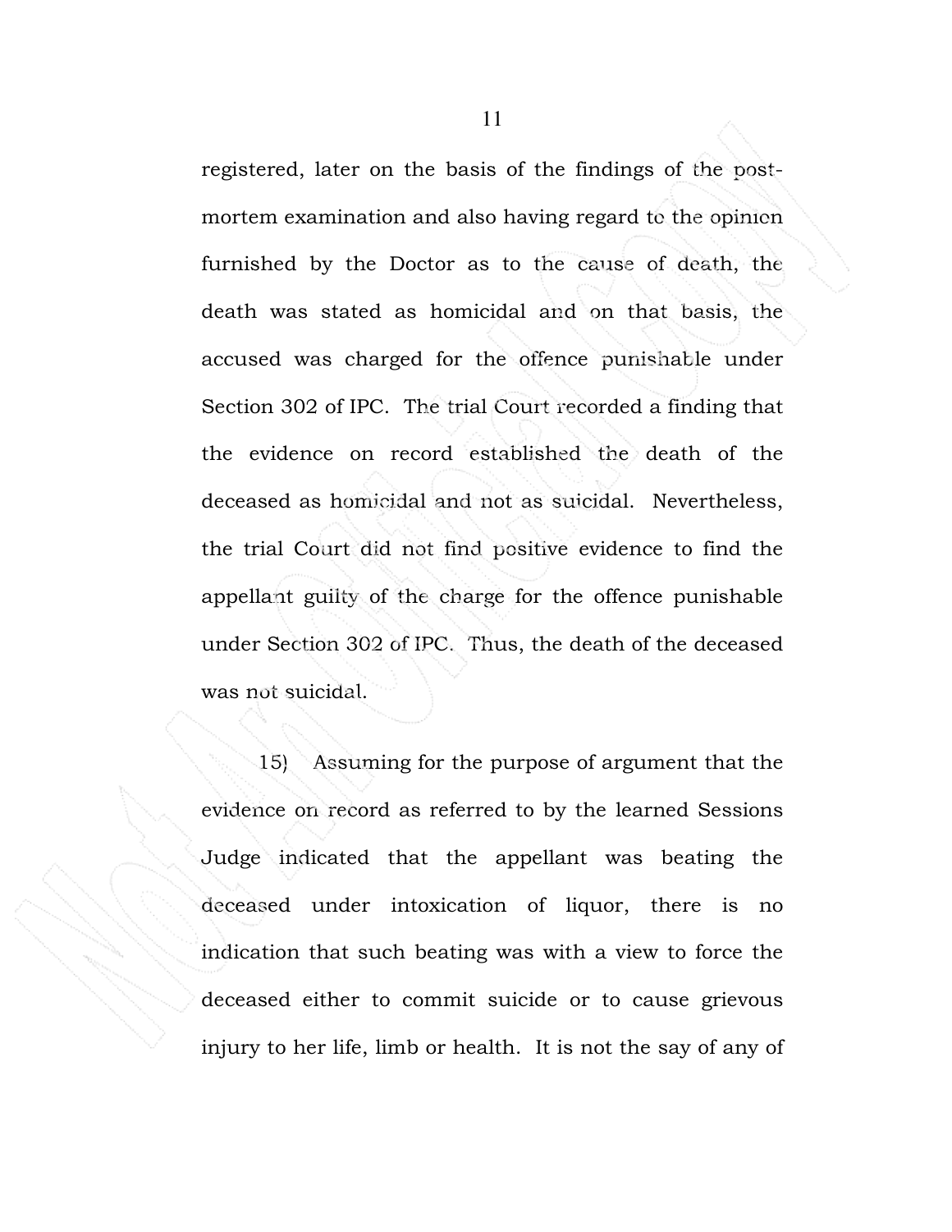registered, later on the basis of the findings of the post-mortem examination and also having regard to the opinion furnished by the Doctor as to the cause of death, the death was stated as homicidal and on that basis, the accused was charged for the offence punishable under Section 302 of IPC. The trial Court recorded a finding that the evidence on record established the death of the deceased as homicidal and not as suicidal. Nevertheless, the trial Court did not find positive evidence to find the appellant guilty of the charge for the offence punishable under Section 302 of IPC. Thus, the death of the deceased was not suicidal.

15) Assuming for the purpose of argument that the evidence on record as referred to by the learned Sessions Judge indicated that the appellant was beating the deceased under intoxication of liquor, there is no indication that such beating was with a view to force the deceased either to commit suicide or to cause grievous injury to her life, limb or health. It is not the say of any of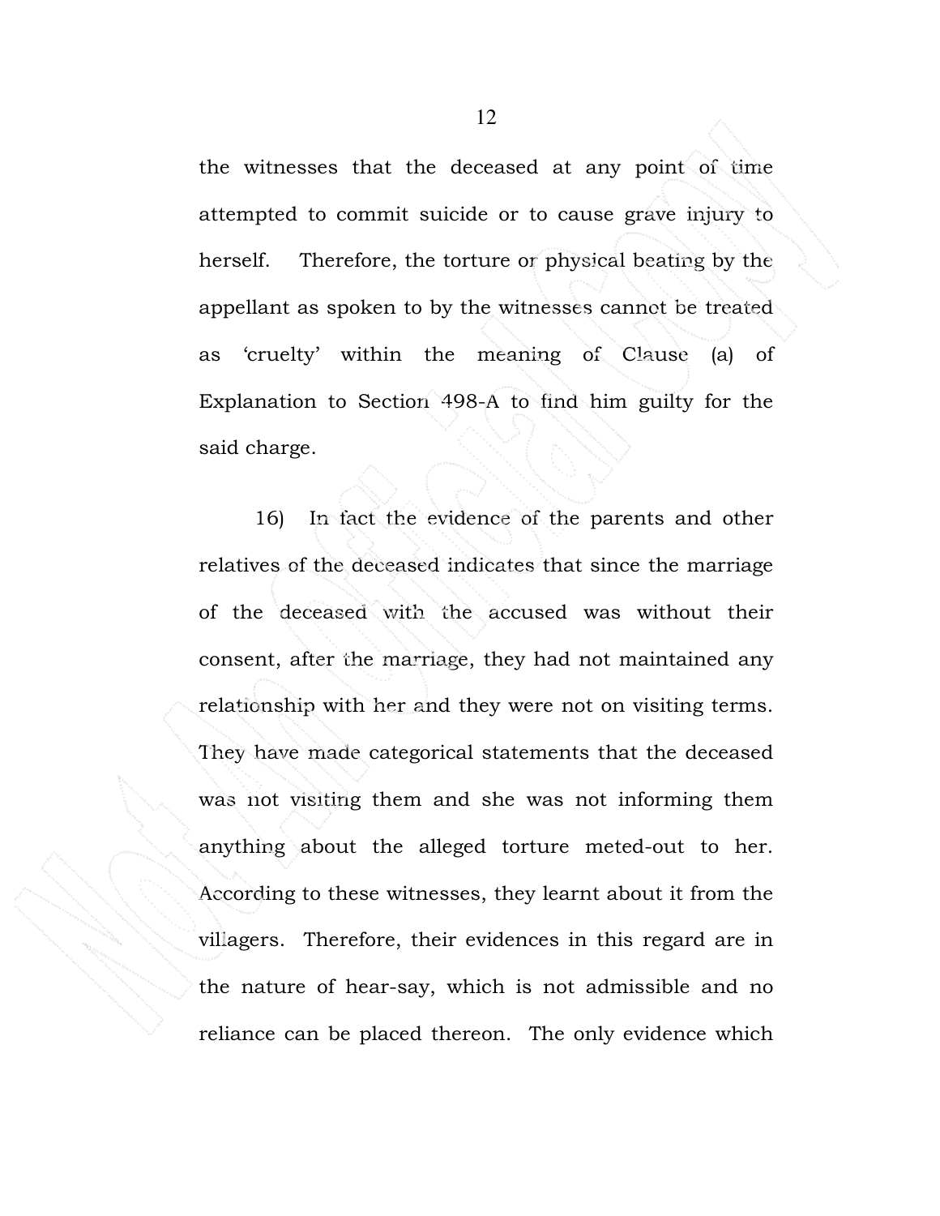the witnesses that the deceased at any point of time attempted to commit suicide or to cause grave injury to herself. Therefore, the torture or physical beating by the appellant as spoken to by the witnesses cannot be treated as 'cruelty' within the meaning of Clause (a) of Explanation to Section 498-A to find him guilty for the said charge.

16) In fact the evidence of the parents and other relatives of the deceased indicates that since the marriage of the deceased with the accused was without their consent, after the marriage, they had not maintained any relationship with her and they were not on visiting terms. They have made categorical statements that the deceased was not visiting them and she was not informing them anything about the alleged torture meted-out to her. According to these witnesses, they learnt about it from the villagers. Therefore, their evidences in this regard are in the nature of hear-say, which is not admissible and no reliance can be placed thereon. The only evidence which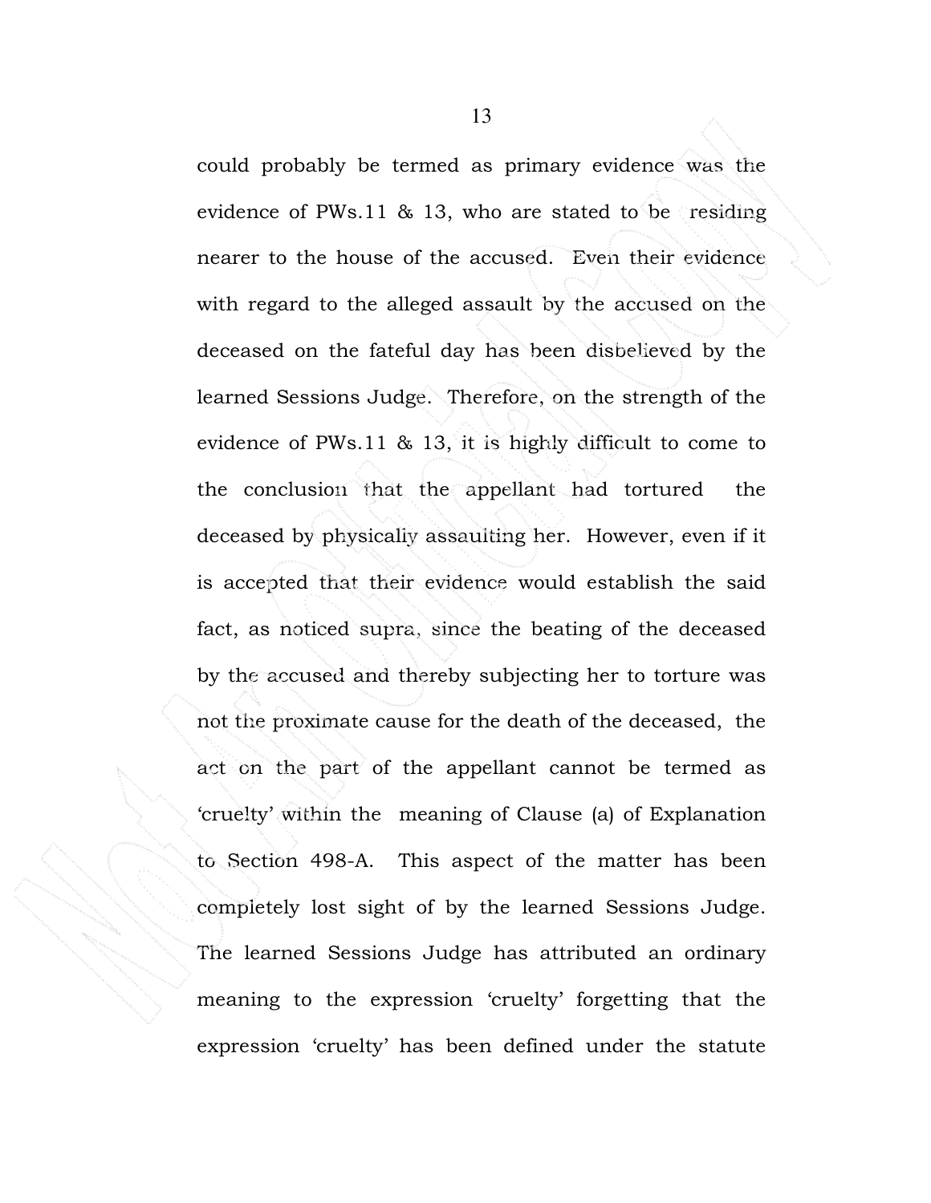could probably be termed as primary evidence was the evidence of PWs.11 & 13, who are stated to be residing nearer to the house of the accused. Even their evidence with regard to the alleged assault by the accused on the deceased on the fateful day has been disbelieved by the learned Sessions Judge. Therefore, on the strength of the evidence of PWs.11 & 13, it is highly difficult to come to the conclusion that the appellant had tortured the deceased by physically assaulting her. However, even if it is accepted that their evidence would establish the said fact, as noticed supra, since the beating of the deceased by the accused and thereby subjecting her to torture was not the proximate cause for the death of the deceased, the act on the part of the appellant cannot be termed as 'cruelty' within the meaning of Clause (a) of Explanation to Section 498-A. This aspect of the matter has been completely lost sight of by the learned Sessions Judge. The learned Sessions Judge has attributed an ordinary meaning to the expression 'cruelty' forgetting that the expression 'cruelty' has been defined under the statute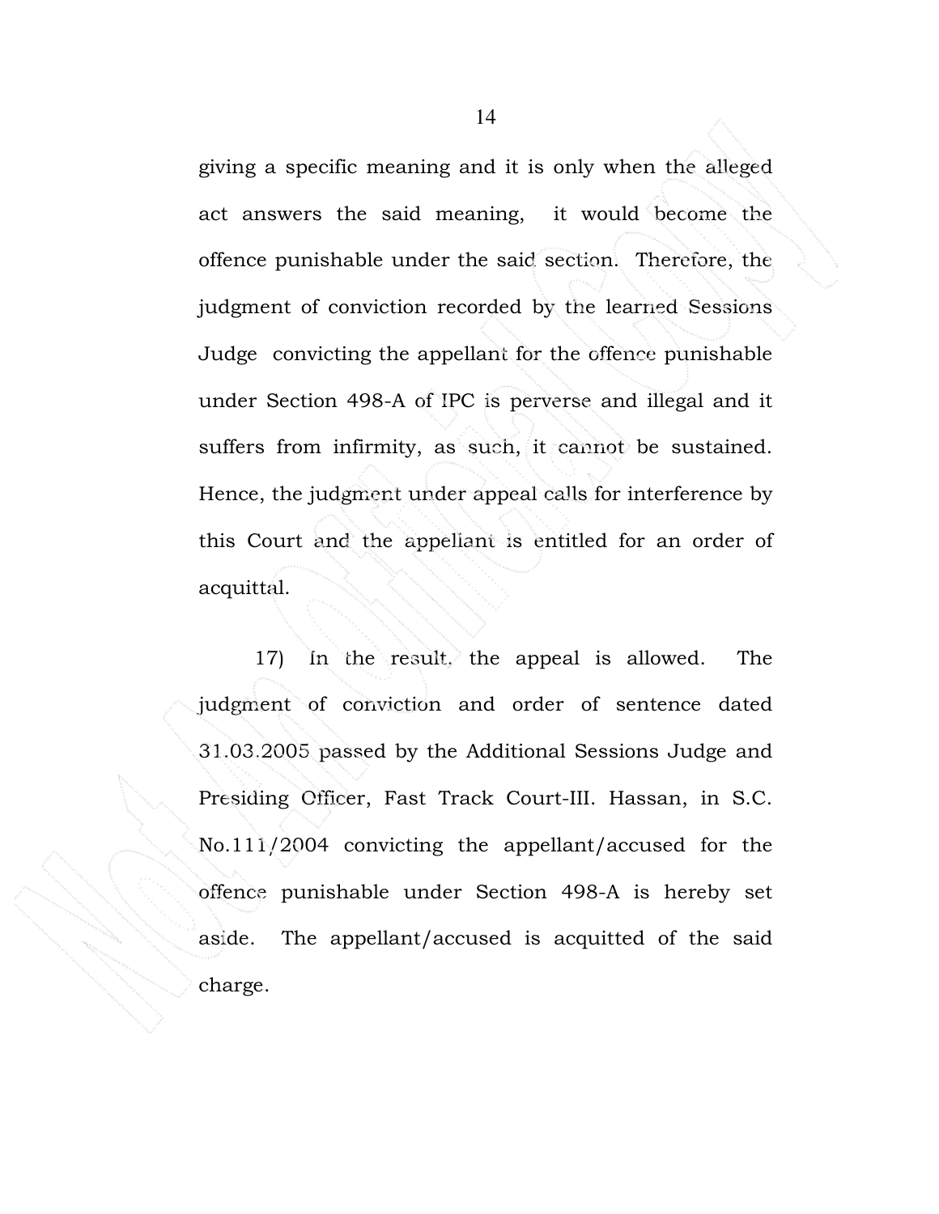giving a specific meaning and it is only when the alleged act answers the said meaning, it would become the offence punishable under the said section. Therefore, the judgment of conviction recorded by the learned Sessions Judge convicting the appellant for the offence punishable under Section 498-A of IPC is perverse and illegal and it suffers from infirmity, as such, it cannot be sustained. Hence, the judgment under appeal calls for interference by this Court and the appellant is entitled for an order of acquittal.

17) In the result, the appeal is allowed. The judgment of conviction and order of sentence dated 31.03.2005 passed by the Additional Sessions Judge and Presiding Officer, Fast Track Court-III. Hassan, in S.C. No.111/2004 convicting the appellant/accused for the offence punishable under Section 498-A is hereby set aside. The appellant/accused is acquitted of the said charge.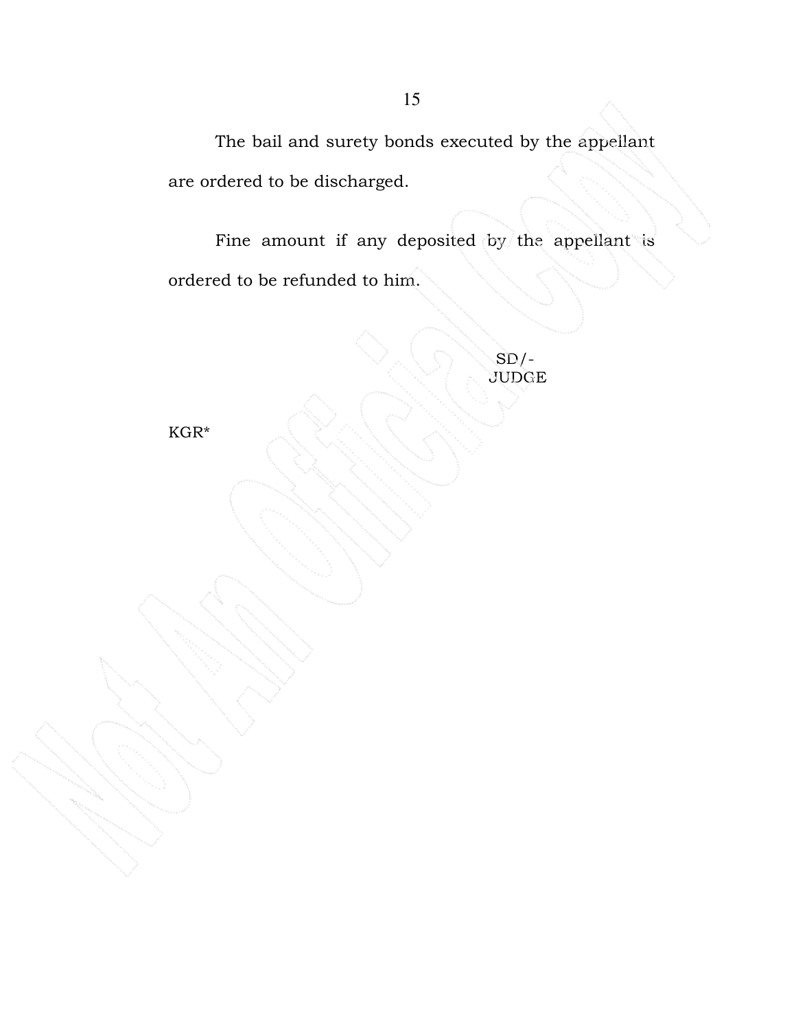The bail and surety bonds executed by the appellant are ordered to be discharged.

Fine amount if any deposited by the appellant is ordered to be refunded to him.

SD/-
JUDGE

KGR*